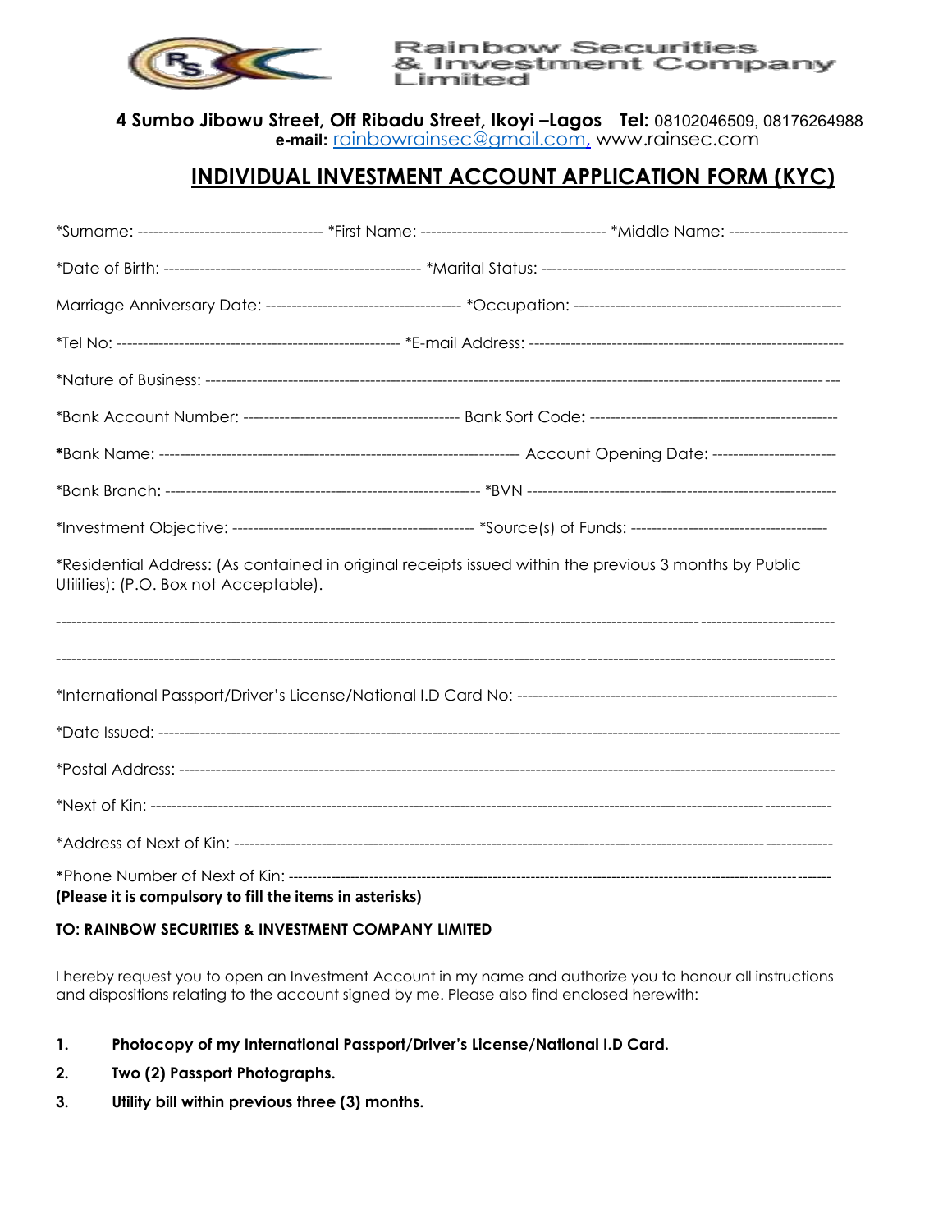# Rainbow Securities & Investment Company Limited

**4 Sumbo Jibowu Street, Off Ribadu Street, Ikoyi –Lagos** **Tel:** 08102046509, 08176264988
**e-mail:** rainbowrainsec@gmail.com, www.rainsec.com

## INDIVIDUAL INVESTMENT ACCOUNT APPLICATION FORM (KYC)

*Surname: ------------------------------------ *First Name: ------------------------------------ *Middle Name: ----------------------

*Date of Birth: -------------------------------------------------- *Marital Status: ----------------------------------------------------------

Marriage Anniversary Date: ------------------------------------- *Occupation: ---------------------------------------------------

*Tel No: ------------------------------------------------------- *E-mail Address: -------------------------------------------------------------

*Nature of Business: -----------------------------------------------------------------------------------------------------------------

*Bank Account Number: ------------------------------------------ Bank Sort Code: ----------------------------------------------

*Bank Name: ---------------------------------------------------------------------- Account Opening Date: ------------------------

*Bank Branch: -------------------------------------------------------------- *BVN ------------------------------------------------------------

*Investment Objective: ----------------------------------------------- *Source(s) of Funds: --------------------------------------

*Residential Address: (As contained in original receipts issued within the previous 3 months by Public Utilities): (P.O. Box not Acceptable).

---------------------------------------------------------------------------------------------------------------------------------------------

---------------------------------------------------------------------------------------------------------------------------------------------

*International Passport/Driver's License/National I.D Card No: --------------------------------------------------------------

*Date Issued: ---------------------------------------------------------------------------------------------------------------------------

*Postal Address: ----------------------------------------------------------------------------------------------------------------------

*Next of Kin: ---------------------------------------------------------------------------------------------------------------------------

*Address of Next of Kin: ---------------------------------------------------------------------------------------------------------------

*Phone Number of Next of Kin: --------------------------------------------------------------------------------------------------------

**(Please it is compulsory to fill the items in asterisks)**

**TO: RAINBOW SECURITIES & INVESTMENT COMPANY LIMITED**

I hereby request you to open an Investment Account in my name and authorize you to honour all instructions and dispositions relating to the account signed by me. Please also find enclosed herewith:

1. **Photocopy of my International Passport/Driver's License/National I.D Card.**
2. **Two (2) Passport Photographs.**
3. **Utility bill within previous three (3) months.**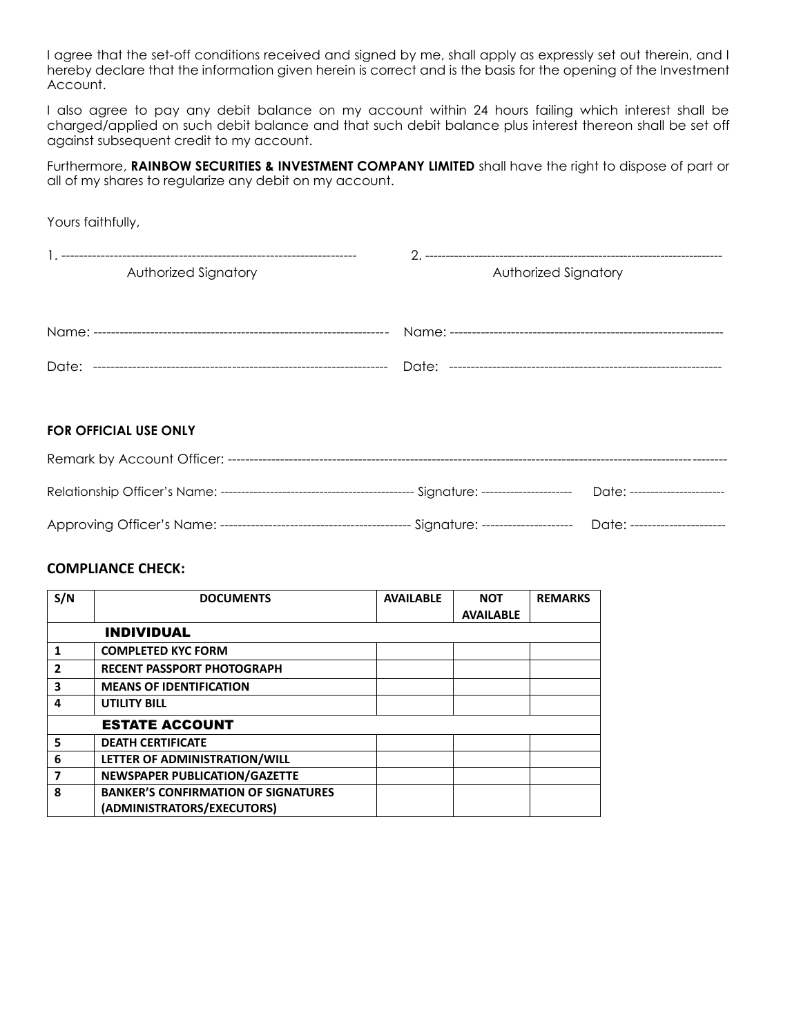I agree that the set-off conditions received and signed by me, shall apply as expressly set out therein, and I hereby declare that the information given herein is correct and is the basis for the opening of the Investment Account.

I also agree to pay any debit balance on my account within 24 hours failing which interest shall be charged/applied on such debit balance and that such debit balance plus interest thereon shall be set off against subsequent credit to my account.

Furthermore, **RAINBOW SECURITIES & INVESTMENT COMPANY LIMITED** shall have the right to dispose of part or all of my shares to regularize any debit on my account.

Yours faithfully,

1. ------------------------------------------------------------------
Authorized Signatory

2. ------------------------------------------------------------------
Authorized Signatory

Name: ------------------------------------------------------------------

Date: ------------------------------------------------------------------

Name: ------------------------------------------------------------------

Date: ------------------------------------------------------------------

**FOR OFFICIAL USE ONLY**

Remark by Account Officer: ----------------------------------------------------------------------------------------------------------------

Relationship Officer's Name: ---------------------------------------------- Signature: ---------------------- Date: -----------------------

Approving Officer's Name: -------------------------------------------- Signature: --------------------- Date: ----------------------

## COMPLIANCE CHECK:

| S/N | DOCUMENTS | AVAILABLE | NOT AVAILABLE | REMARKS |
|---|---|---|---|---|
| | **INDIVIDUAL** | | | |
| 1 | COMPLETED KYC FORM | | | |
| 2 | RECENT PASSPORT PHOTOGRAPH | | | |
| 3 | MEANS OF IDENTIFICATION | | | |
| 4 | UTILITY BILL | | | |
| | **ESTATE ACCOUNT** | | | |
| 5 | DEATH CERTIFICATE | | | |
| 6 | LETTER OF ADMINISTRATION/WILL | | | |
| 7 | NEWSPAPER PUBLICATION/GAZETTE | | | |
| 8 | BANKER'S CONFIRMATION OF SIGNATURES (ADMINISTRATORS/EXECUTORS) | | | |